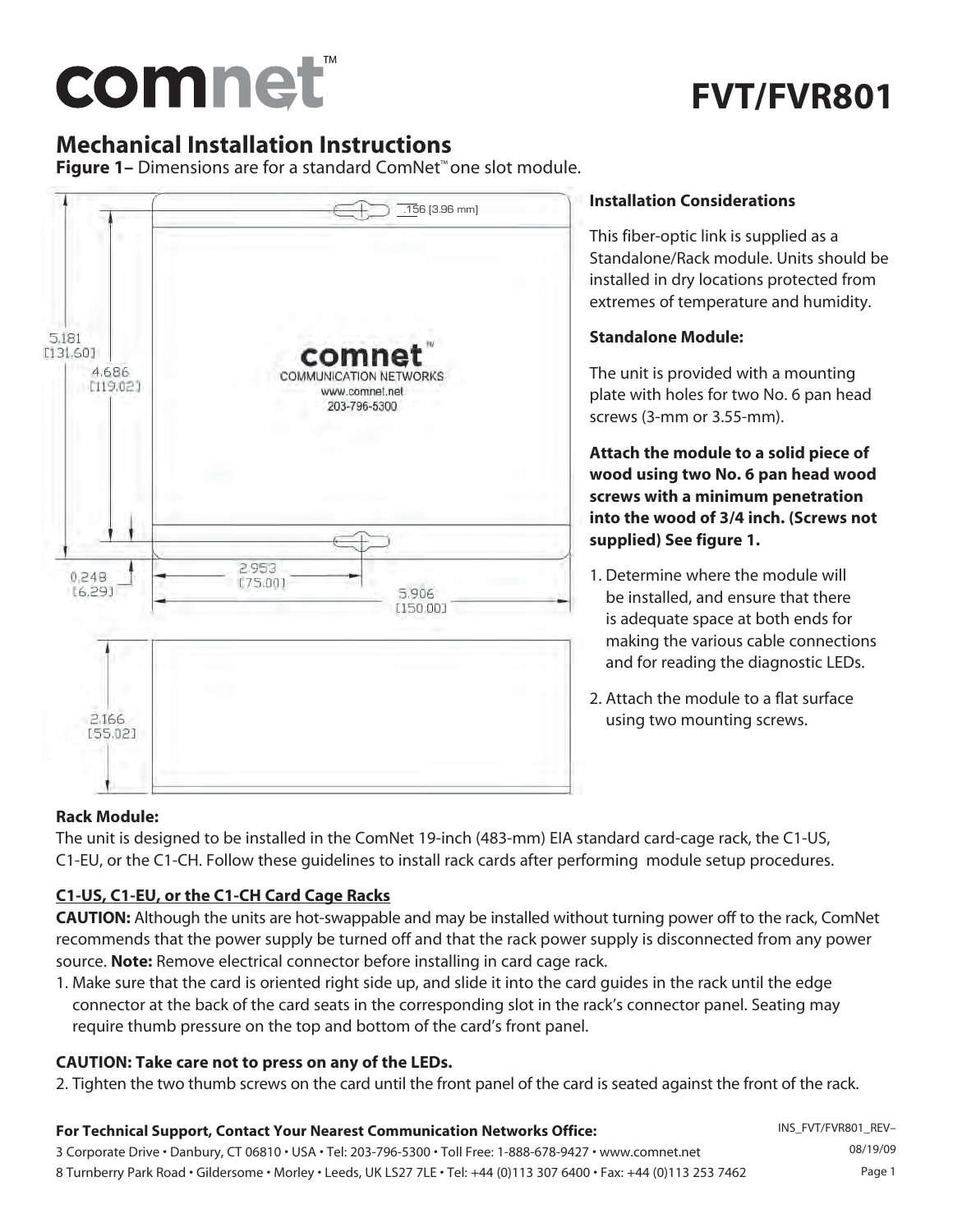# comnet™

# FVT/FVR801

## Mechanical Installation Instructions

**Figure 1–** Dimensions are for a standard ComNet™ one slot module.

### Installation Considerations

This fiber-optic link is supplied as a Standalone/Rack module. Units should be installed in dry locations protected from extremes of temperature and humidity.

### Standalone Module:

The unit is provided with a mounting plate with holes for two No. 6 pan head screws (3-mm or 3.55-mm).

**Attach the module to a solid piece of wood using two No. 6 pan head wood screws with a minimum penetration into the wood of 3/4 inch. (Screws not supplied) See figure 1.**

1. Determine where the module will be installed, and ensure that there is adequate space at both ends for making the various cable connections and for reading the diagnostic LEDs.
2. Attach the module to a flat surface using two mounting screws.

### Rack Module:

The unit is designed to be installed in the ComNet 19-inch (483-mm) EIA standard card-cage rack, the C1-US, C1-EU, or the C1-CH. Follow these guidelines to install rack cards after performing module setup procedures.

### C1-US, C1-EU, or the C1-CH Card Cage Racks

**CAUTION:** Although the units are hot-swappable and may be installed without turning power off to the rack, ComNet recommends that the power supply be turned off and that the rack power supply is disconnected from any power source. **Note:** Remove electrical connector before installing in card cage rack.

1. Make sure that the card is oriented right side up, and slide it into the card guides in the rack until the edge connector at the back of the card seats in the corresponding slot in the rack's connector panel. Seating may require thumb pressure on the top and bottom of the card's front panel.

**CAUTION: Take care not to press on any of the LEDs.**

2. Tighten the two thumb screws on the card until the front panel of the card is seated against the front of the rack.

**For Technical Support, Contact Your Nearest Communication Networks Office:**

3 Corporate Drive • Danbury, CT 06810 • USA • Tel: 203-796-5300 • Toll Free: 1-888-678-9427 • www.comnet.net

8 Turnberry Park Road • Gildersome • Morley • Leeds, UK LS27 7LE • Tel: +44 (0)113 307 6400 • Fax: +44 (0)113 253 7462

INS_FVT/FVR801_REV–
08/19/09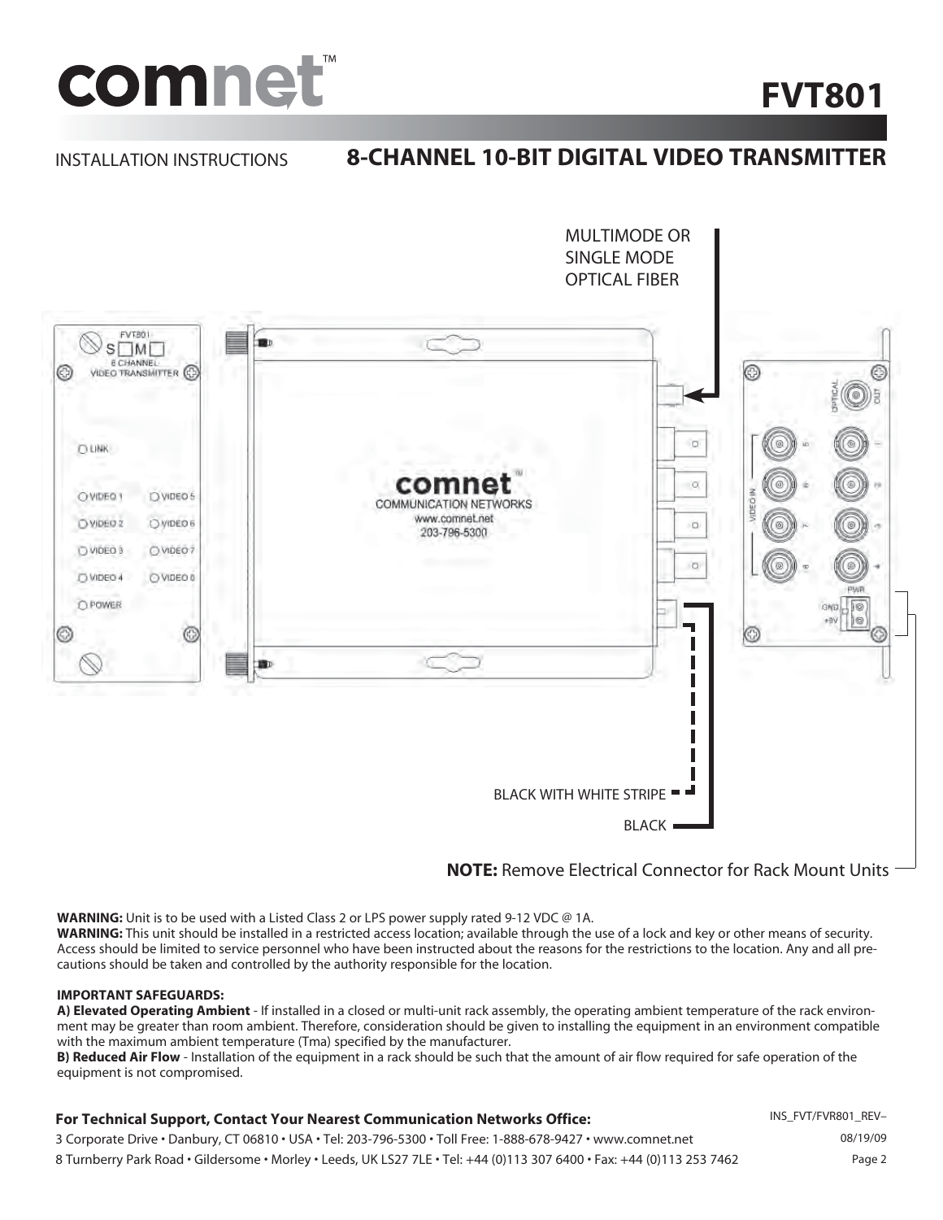# FVT801

INSTALLATION INSTRUCTIONS

## 8-CHANNEL 10-BIT DIGITAL VIDEO TRANSMITTER

MULTIMODE OR SINGLE MODE OPTICAL FIBER

BLACK WITH WHITE STRIPE

BLACK

**NOTE:** Remove Electrical Connector for Rack Mount Units

**WARNING:** Unit is to be used with a Listed Class 2 or LPS power supply rated 9-12 VDC @ 1A.

**WARNING:** This unit should be installed in a restricted access location; available through the use of a lock and key or other means of security. Access should be limited to service personnel who have been instructed about the reasons for the restrictions to the location. Any and all precautions should be taken and controlled by the authority responsible for the location.

**IMPORTANT SAFEGUARDS:**

**A) Elevated Operating Ambient** - If installed in a closed or multi-unit rack assembly, the operating ambient temperature of the rack environment may be greater than room ambient. Therefore, consideration should be given to installing the equipment in an environment compatible with the maximum ambient temperature (Tma) specified by the manufacturer.

**B) Reduced Air Flow** - Installation of the equipment in a rack should be such that the amount of air flow required for safe operation of the equipment is not compromised.

**For Technical Support, Contact Your Nearest Communication Networks Office:**

3 Corporate Drive • Danbury, CT 06810 • USA • Tel: 203-796-5300 • Toll Free: 1-888-678-9427 • www.comnet.net

8 Turnberry Park Road • Gildersome • Morley • Leeds, UK LS27 7LE • Tel: +44 (0)113 307 6400 • Fax: +44 (0)113 253 7462

INS_FVT/FVR801_REV–

08/19/09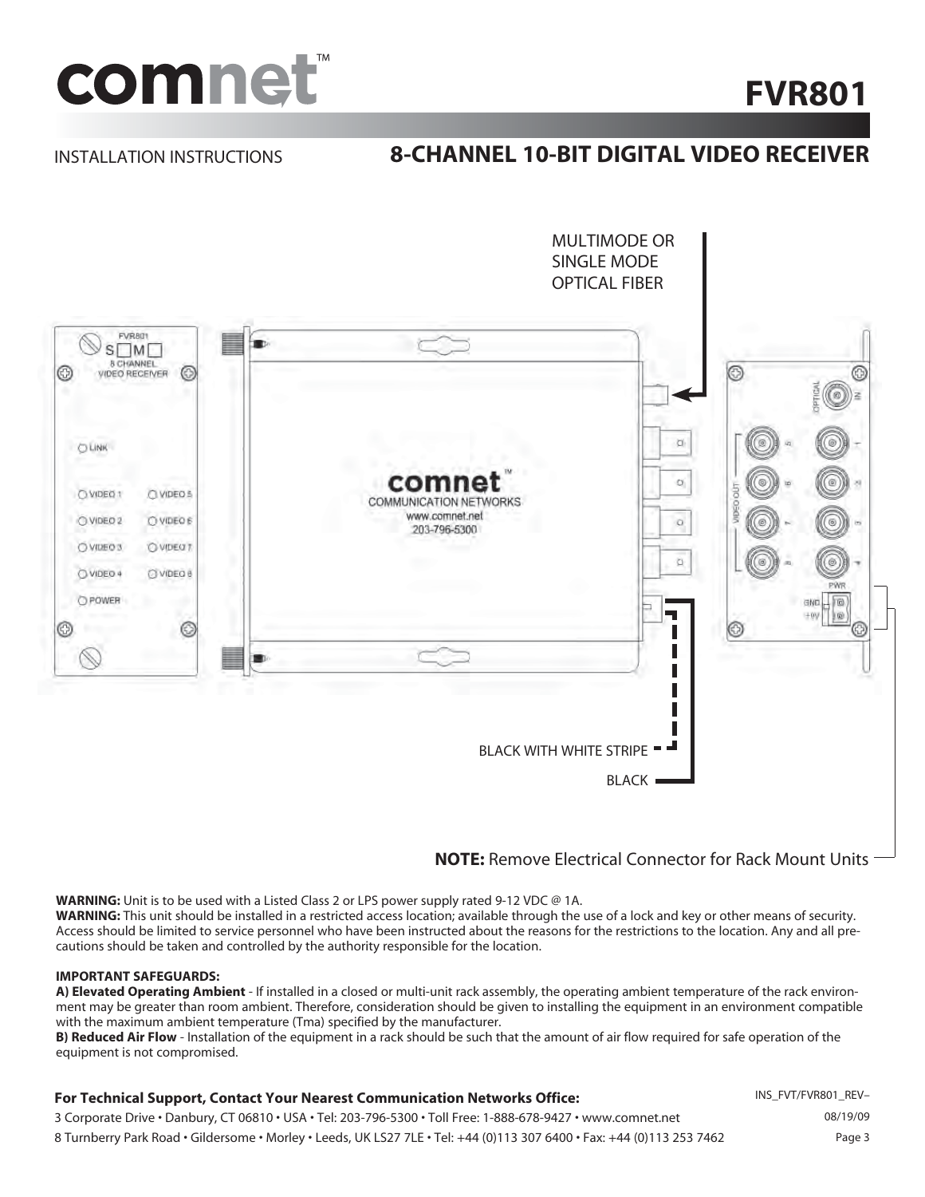# FVR801

INSTALLATION INSTRUCTIONS

## 8-CHANNEL 10-BIT DIGITAL VIDEO RECEIVER

MULTIMODE OR SINGLE MODE OPTICAL FIBER

BLACK WITH WHITE STRIPE

BLACK

**NOTE:** Remove Electrical Connector for Rack Mount Units

**WARNING:** Unit is to be used with a Listed Class 2 or LPS power supply rated 9-12 VDC @ 1A.

**WARNING:** This unit should be installed in a restricted access location; available through the use of a lock and key or other means of security. Access should be limited to service personnel who have been instructed about the reasons for the restrictions to the location. Any and all precautions should be taken and controlled by the authority responsible for the location.

**IMPORTANT SAFEGUARDS:**

**A) Elevated Operating Ambient** - If installed in a closed or multi-unit rack assembly, the operating ambient temperature of the rack environment may be greater than room ambient. Therefore, consideration should be given to installing the equipment in an environment compatible with the maximum ambient temperature (Tma) specified by the manufacturer.

**B) Reduced Air Flow** - Installation of the equipment in a rack should be such that the amount of air flow required for safe operation of the equipment is not compromised.

**For Technical Support, Contact Your Nearest Communication Networks Office:**

3 Corporate Drive • Danbury, CT 06810 • USA • Tel: 203-796-5300 • Toll Free: 1-888-678-9427 • www.comnet.net

8 Turnberry Park Road • Gildersome • Morley • Leeds, UK LS27 7LE • Tel: +44 (0)113 307 6400 • Fax: +44 (0)113 253 7462

INS_FVT/FVR801_REV–

08/19/09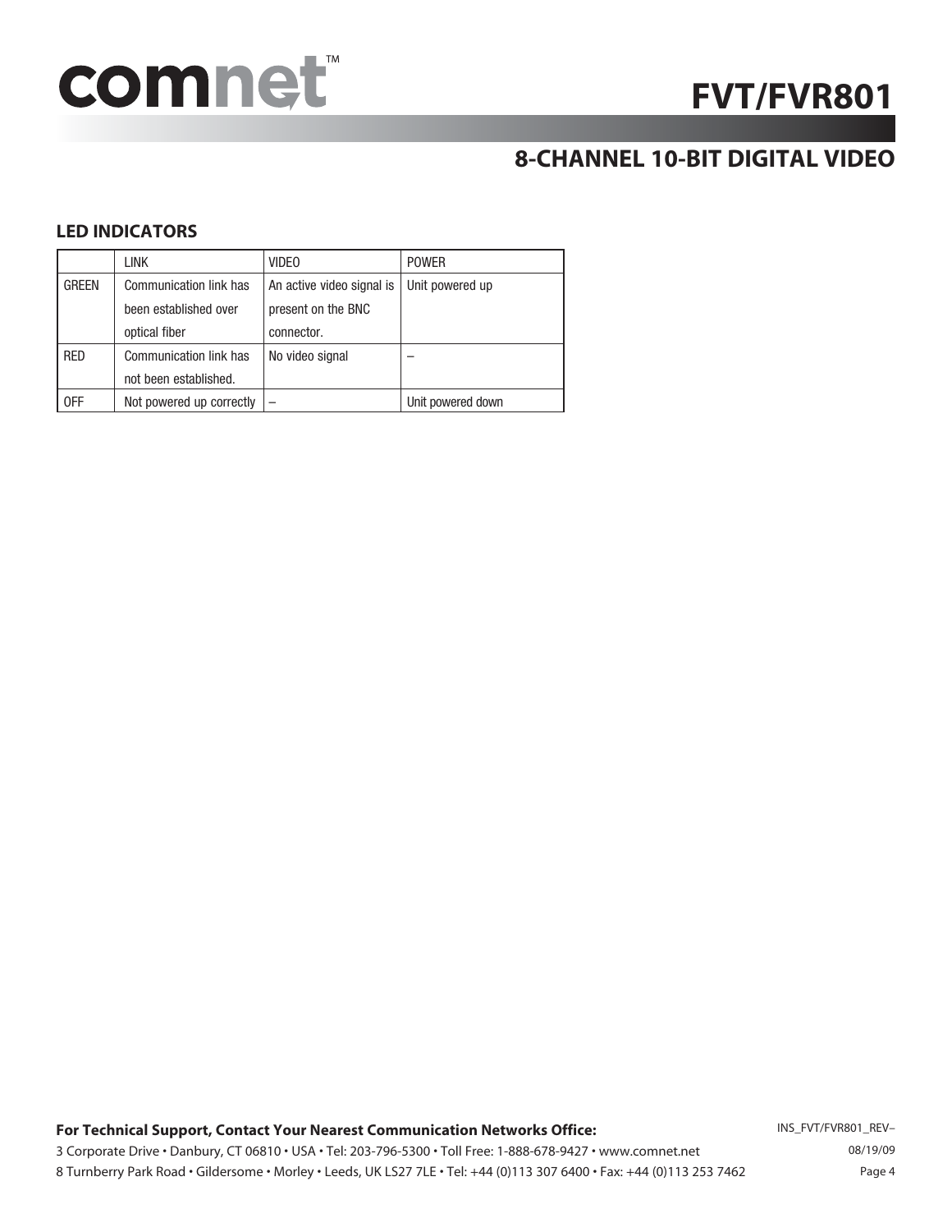## LED INDICATORS

| | LINK | VIDEO | POWER |
|---|---|---|---|
| GREEN | Communication link has been established over optical fiber | An active video signal is present on the BNC connector. | Unit powered up |
| RED | Communication link has not been established. | No video signal | – |
| OFF | Not powered up correctly | – | Unit powered down |

**For Technical Support, Contact Your Nearest Communication Networks Office:**

3 Corporate Drive • Danbury, CT 06810 • USA • Tel: 203-796-5300 • Toll Free: 1-888-678-9427 • www.comnet.net

8 Turnberry Park Road • Gildersome • Morley • Leeds, UK LS27 7LE • Tel: +44 (0)113 307 6400 • Fax: +44 (0)113 253 7462

INS_FVT/FVR801_REV–

08/19/09